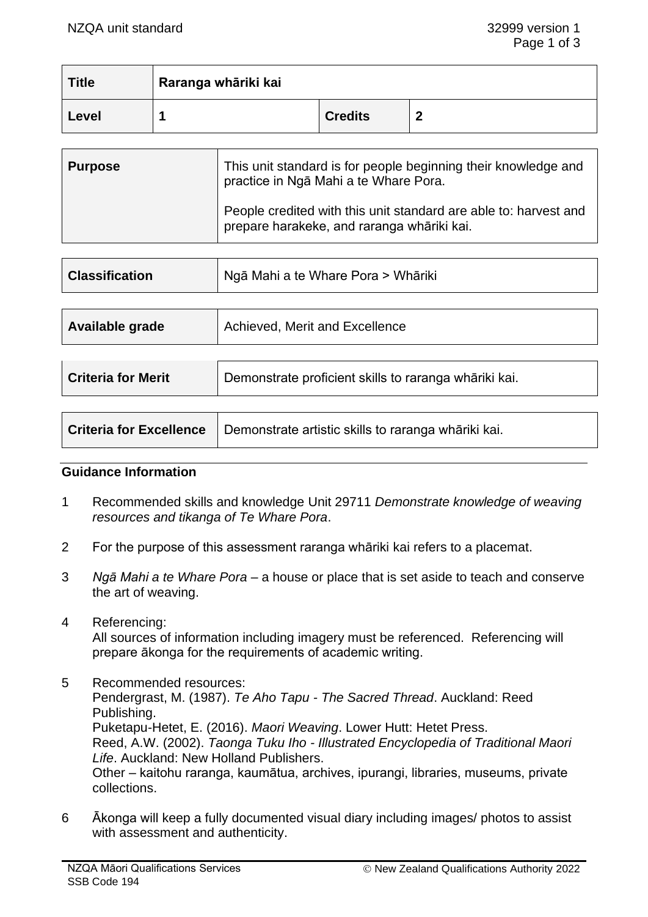| Title | Raranga whāriki kai | | |
|---|---|---|---|
| Level | 1 | Credits | 2 |

| Purpose | This unit standard is for people beginning their knowledge and practice in Ngā Mahi a te Whare Pora.<br><br>People credited with this unit standard are able to: harvest and prepare harakeke, and raranga whāriki kai. |
|---|---|

| Classification | Ngā Mahi a te Whare Pora > Whāriki |
|---|---|

| Available grade | Achieved, Merit and Excellence |
|---|---|

| Criteria for Merit | Demonstrate proficient skills to raranga whāriki kai. |
|---|---|

| Criteria for Excellence | Demonstrate artistic skills to raranga whāriki kai. |
|---|---|

## Guidance Information

1 Recommended skills and knowledge Unit 29711 *Demonstrate knowledge of weaving resources and tikanga of Te Whare Pora*.

2 For the purpose of this assessment raranga whāriki kai refers to a placemat.

3 *Ngā Mahi a te Whare Pora* – a house or place that is set aside to teach and conserve the art of weaving.

4 Referencing:
All sources of information including imagery must be referenced. Referencing will prepare ākonga for the requirements of academic writing.

5 Recommended resources:
Pendergrast, M. (1987). *Te Aho Tapu - The Sacred Thread*. Auckland: Reed Publishing.
Puketapu-Hetet, E. (2016). *Maori Weaving*. Lower Hutt: Hetet Press.
Reed, A.W. (2002). *Taonga Tuku Iho - Illustrated Encyclopedia of Traditional Maori Life*. Auckland: New Holland Publishers.
Other – kaitohu raranga, kaumātua, archives, ipurangi, libraries, museums, private collections.

6 Ākonga will keep a fully documented visual diary including images/ photos to assist with assessment and authenticity.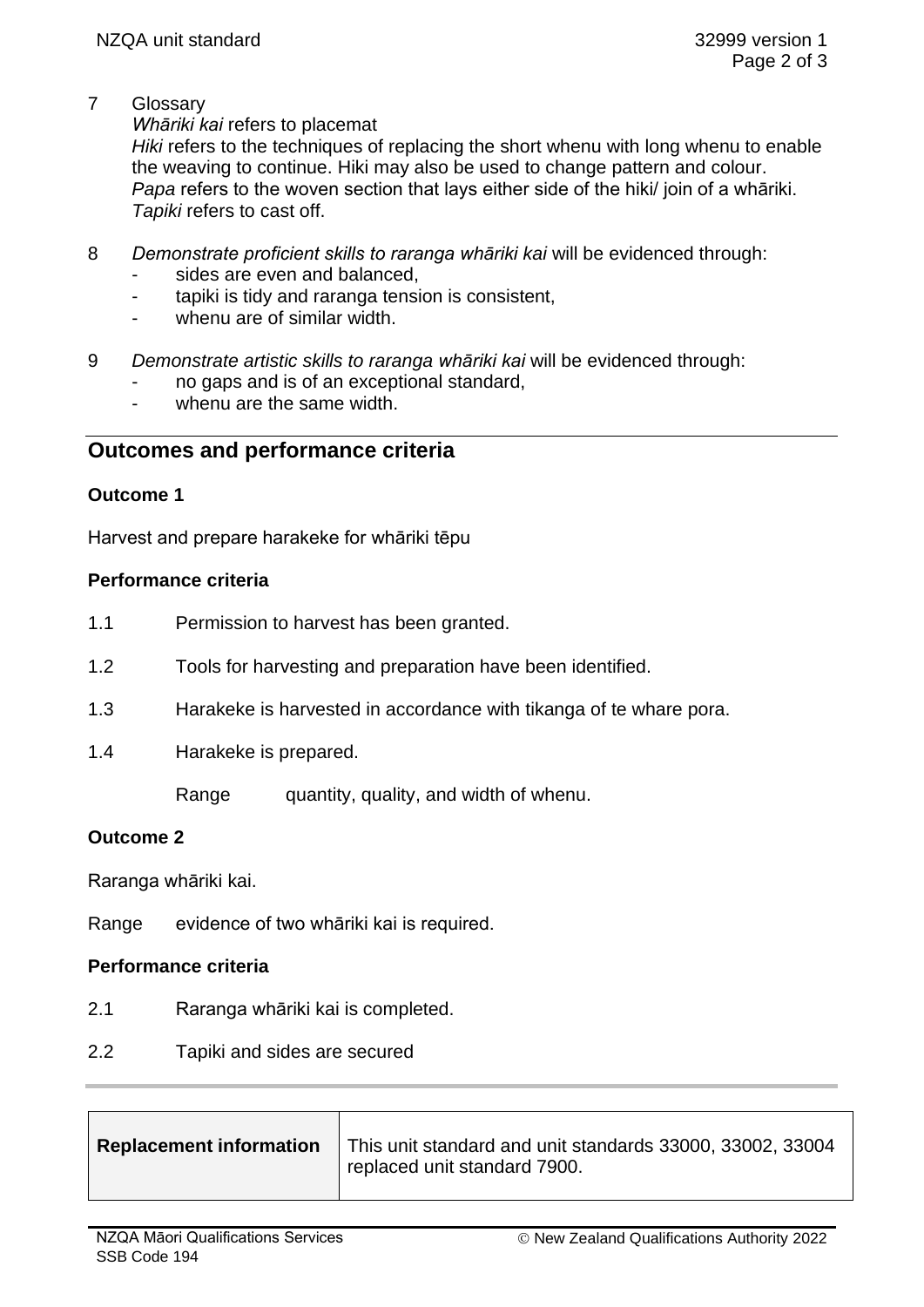7 Glossary

*Whāriki kai* refers to placemat
*Hiki* refers to the techniques of replacing the short whenu with long whenu to enable the weaving to continue. Hiki may also be used to change pattern and colour.
*Papa* refers to the woven section that lays either side of the hiki/ join of a whāriki.
*Tapiki* refers to cast off.

8 *Demonstrate proficient skills to raranga whāriki kai* will be evidenced through:
- sides are even and balanced,
- tapiki is tidy and raranga tension is consistent,
- whenu are of similar width.

9 *Demonstrate artistic skills to raranga whāriki kai* will be evidenced through:
- no gaps and is of an exceptional standard,
- whenu are the same width.

## Outcomes and performance criteria

### Outcome 1

Harvest and prepare harakeke for whāriki tēpu

#### Performance criteria

1.1 Permission to harvest has been granted.

1.2 Tools for harvesting and preparation have been identified.

1.3 Harakeke is harvested in accordance with tikanga of te whare pora.

1.4 Harakeke is prepared.

Range quantity, quality, and width of whenu.

### Outcome 2

Raranga whāriki kai.

Range evidence of two whāriki kai is required.

#### Performance criteria

2.1 Raranga whāriki kai is completed.

2.2 Tapiki and sides are secured

| **Replacement information** | This unit standard and unit standards 33000, 33002, 33004 replaced unit standard 7900. |
|---|---|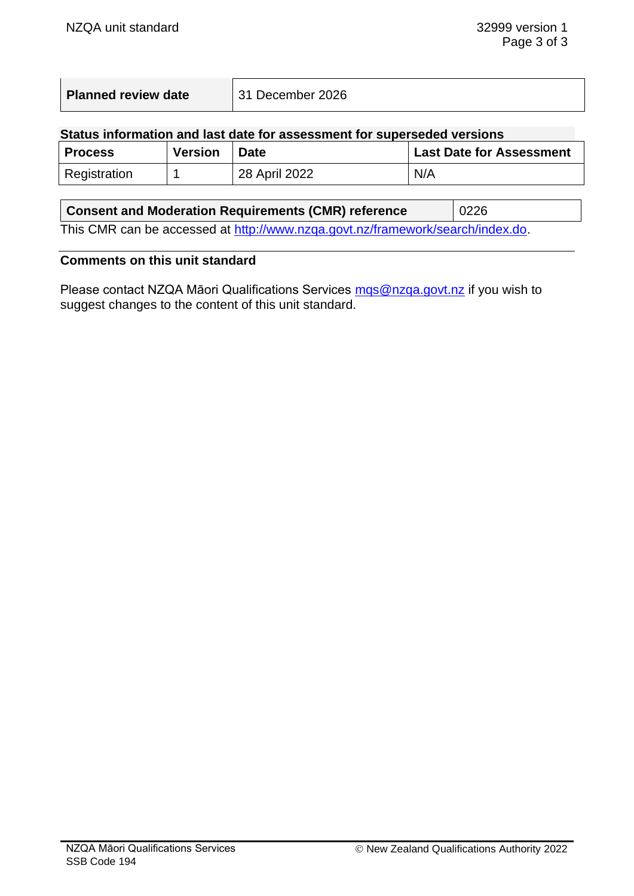| | |
|---|---|
| **Planned review date** | 31 December 2026 |

**Status information and last date for assessment for superseded versions**

| Process | Version | Date | Last Date for Assessment |
|---|---|---|---|
| Registration | 1 | 28 April 2022 | N/A |

| | |
|---|---|
| **Consent and Moderation Requirements (CMR) reference** | 0226 |

This CMR can be accessed at http://www.nzqa.govt.nz/framework/search/index.do.

**Comments on this unit standard**

Please contact NZQA Māori Qualifications Services mqs@nzqa.govt.nz if you wish to suggest changes to the content of this unit standard.